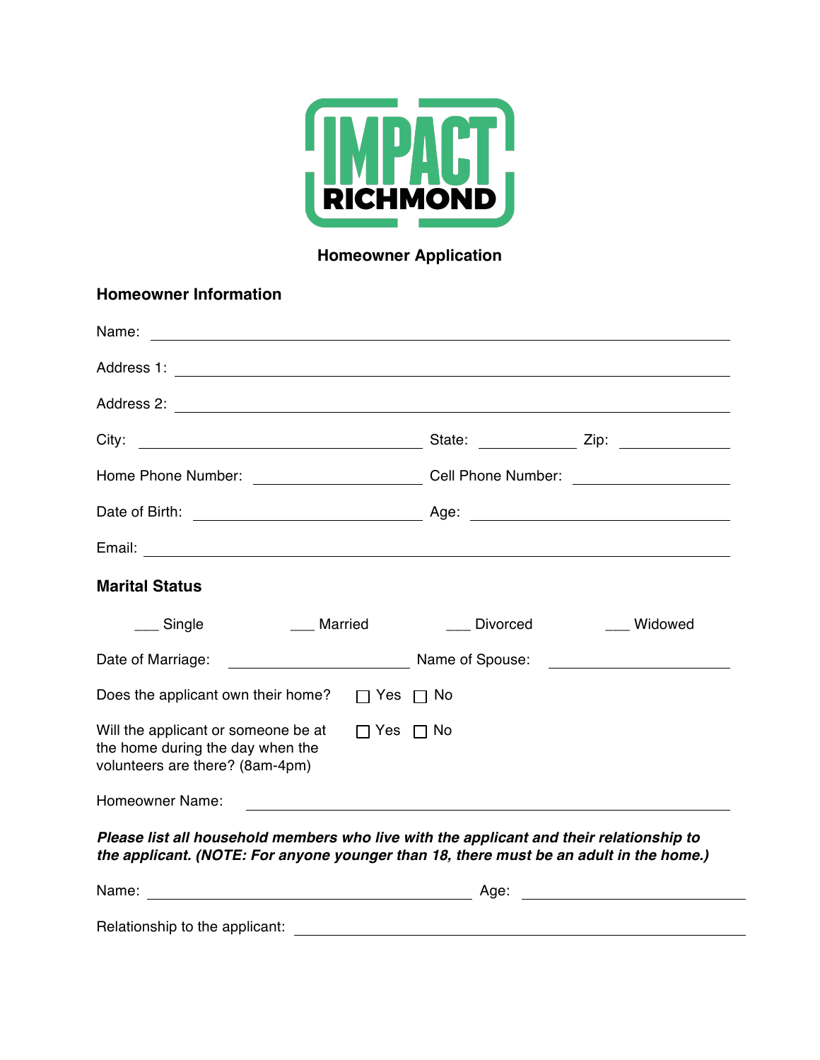IMPACT RICHMOND

# Homeowner Application

## Homeowner Information

Name: ______________________________________________

Address 1: ______________________________________________

Address 2: ______________________________________________

City: ____________________ State: __________ Zip: __________

Home Phone Number: ____________________ Cell Phone Number: ____________________

Date of Birth: ____________________ Age: ____________________

Email: ______________________________________________

## Marital Status

___ Single ___ Married ___ Divorced ___ Widowed

Date of Marriage: ____________________ Name of Spouse: ____________________

Does the applicant own their home? ☐ Yes ☐ No

Will the applicant or someone be at the home during the day when the volunteers are there? (8am-4pm) ☐ Yes ☐ No

Homeowner Name: ______________________________________________

***Please list all household members who live with the applicant and their relationship to the applicant. (NOTE: For anyone younger than 18, there must be an adult in the home.)***

Name: ______________________________ Age: ____________________

Relationship to the applicant: ______________________________________________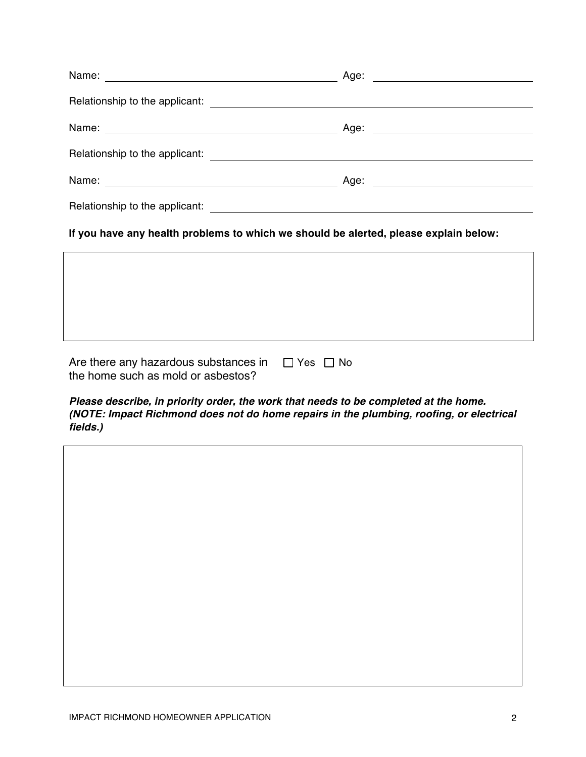Name: ______________________________ Age: ____________________

Relationship to the applicant: ______________________________

Name: ______________________________ Age: ____________________

Relationship to the applicant: ______________________________

Name: ______________________________ Age: ____________________

Relationship to the applicant: ______________________________

**If you have any health problems to which we should be alerted, please explain below:**

Are there any hazardous substances in the home such as mold or asbestos? ☐ Yes ☐ No

***Please describe, in priority order, the work that needs to be completed at the home. (NOTE: Impact Richmond does not do home repairs in the plumbing, roofing, or electrical fields.)***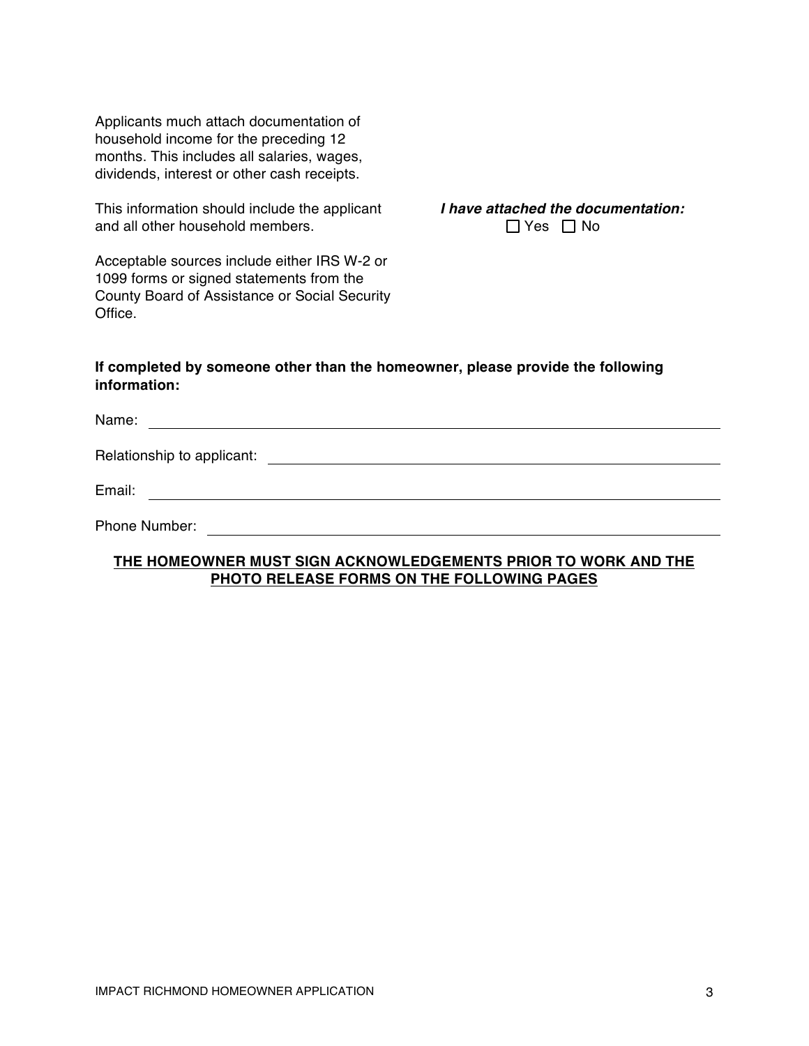Applicants much attach documentation of household income for the preceding 12 months. This includes all salaries, wages, dividends, interest or other cash receipts.

This information should include the applicant and all other household members.

***I have attached the documentation:***
☐ Yes ☐ No

Acceptable sources include either IRS W-2 or 1099 forms or signed statements from the County Board of Assistance or Social Security Office.

**If completed by someone other than the homeowner, please provide the following information:**

Name: ____________________________________________

Relationship to applicant: ____________________________________________

Email: ____________________________________________

Phone Number: ____________________________________________

**THE HOMEOWNER MUST SIGN ACKNOWLEDGEMENTS PRIOR TO WORK AND THE PHOTO RELEASE FORMS ON THE FOLLOWING PAGES**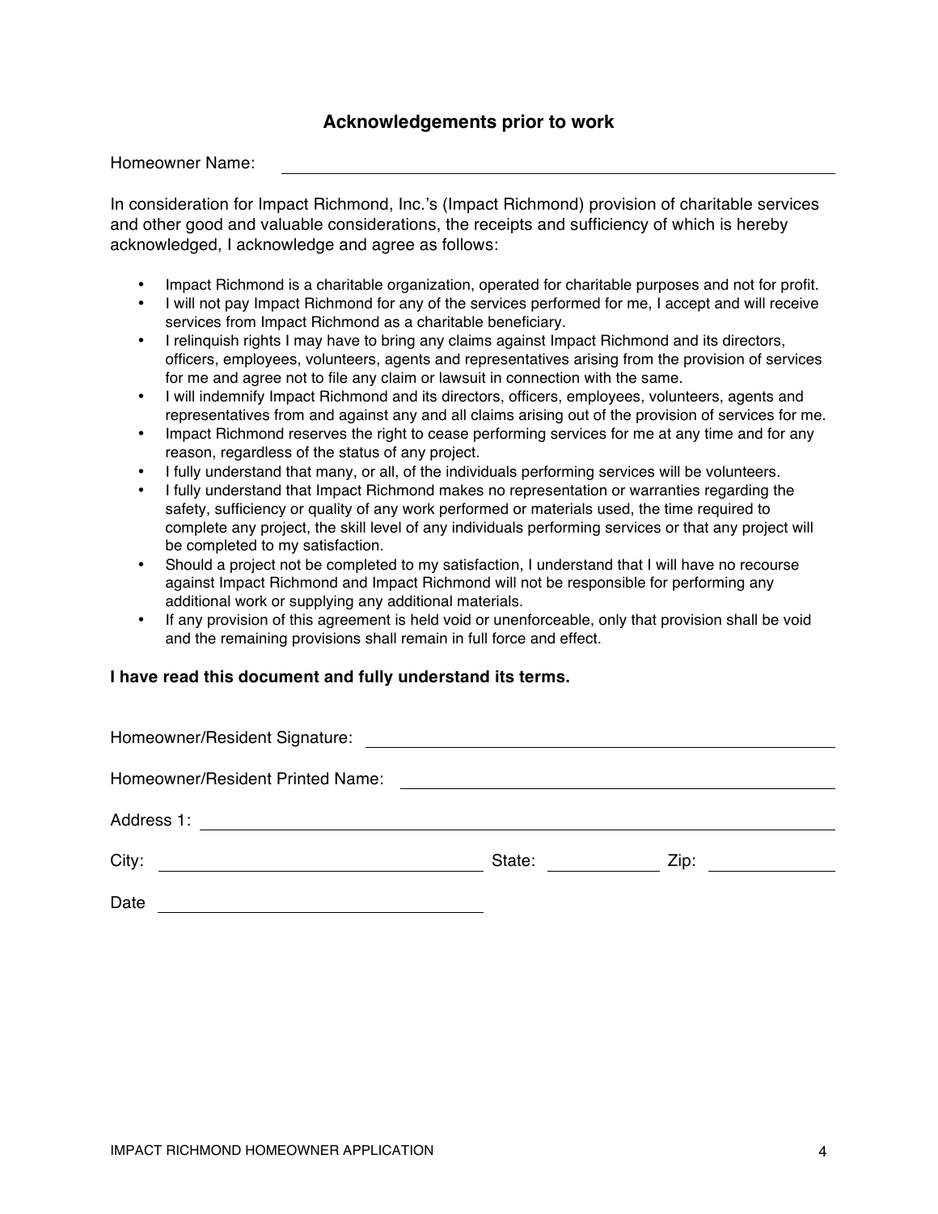## Acknowledgements prior to work

Homeowner Name: ____________________________________________

In consideration for Impact Richmond, Inc.'s (Impact Richmond) provision of charitable services and other good and valuable considerations, the receipts and sufficiency of which is hereby acknowledged, I acknowledge and agree as follows:

- Impact Richmond is a charitable organization, operated for charitable purposes and not for profit.
- I will not pay Impact Richmond for any of the services performed for me, I accept and will receive services from Impact Richmond as a charitable beneficiary.
- I relinquish rights I may have to bring any claims against Impact Richmond and its directors, officers, employees, volunteers, agents and representatives arising from the provision of services for me and agree not to file any claim or lawsuit in connection with the same.
- I will indemnify Impact Richmond and its directors, officers, employees, volunteers, agents and representatives from and against any and all claims arising out of the provision of services for me.
- Impact Richmond reserves the right to cease performing services for me at any time and for any reason, regardless of the status of any project.
- I fully understand that many, or all, of the individuals performing services will be volunteers.
- I fully understand that Impact Richmond makes no representation or warranties regarding the safety, sufficiency or quality of any work performed or materials used, the time required to complete any project, the skill level of any individuals performing services or that any project will be completed to my satisfaction.
- Should a project not be completed to my satisfaction, I understand that I will have no recourse against Impact Richmond and Impact Richmond will not be responsible for performing any additional work or supplying any additional materials.
- If any provision of this agreement is held void or unenforceable, only that provision shall be void and the remaining provisions shall remain in full force and effect.

**I have read this document and fully understand its terms.**

Homeowner/Resident Signature: ____________________________________________

Homeowner/Resident Printed Name: ____________________________________________

Address 1: ____________________________________________

City: ______________________ State: __________ Zip: __________

Date ______________________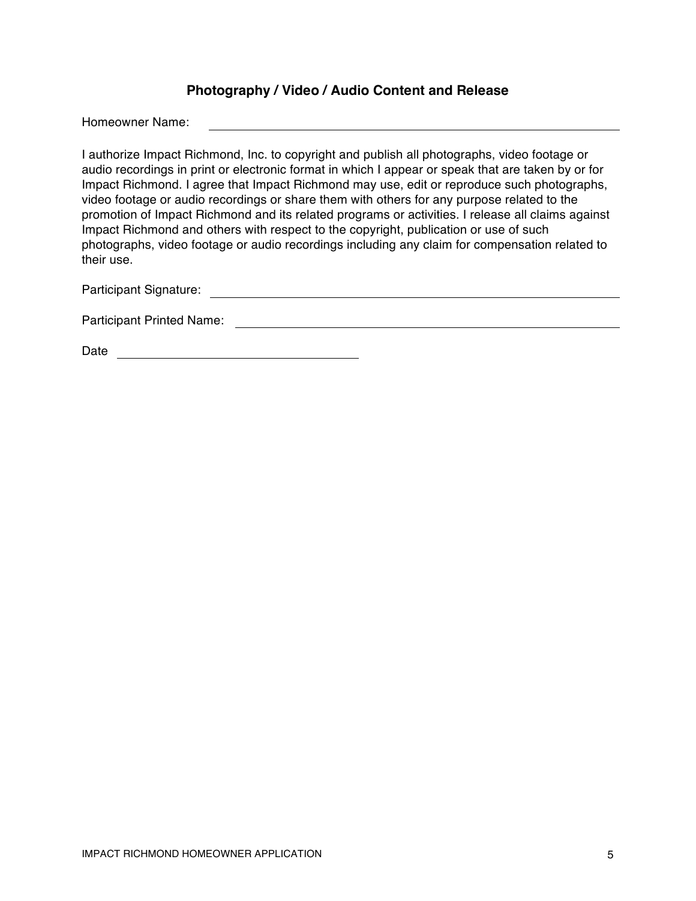## Photography / Video / Audio Content and Release

Homeowner Name: \_\_\_\_\_\_\_\_\_\_\_\_\_\_\_\_\_\_\_\_\_\_\_\_\_\_\_\_\_\_\_\_\_\_\_\_\_\_\_\_

I authorize Impact Richmond, Inc. to copyright and publish all photographs, video footage or audio recordings in print or electronic format in which I appear or speak that are taken by or for Impact Richmond. I agree that Impact Richmond may use, edit or reproduce such photographs, video footage or audio recordings or share them with others for any purpose related to the promotion of Impact Richmond and its related programs or activities. I release all claims against Impact Richmond and others with respect to the copyright, publication or use of such photographs, video footage or audio recordings including any claim for compensation related to their use.

Participant Signature: \_\_\_\_\_\_\_\_\_\_\_\_\_\_\_\_\_\_\_\_\_\_\_\_\_\_\_\_\_\_\_\_\_\_\_\_\_\_\_\_

Participant Printed Name: \_\_\_\_\_\_\_\_\_\_\_\_\_\_\_\_\_\_\_\_\_\_\_\_\_\_\_\_\_\_\_\_\_\_\_\_\_\_\_\_

Date \_\_\_\_\_\_\_\_\_\_\_\_\_\_\_\_\_\_\_\_\_\_\_\_